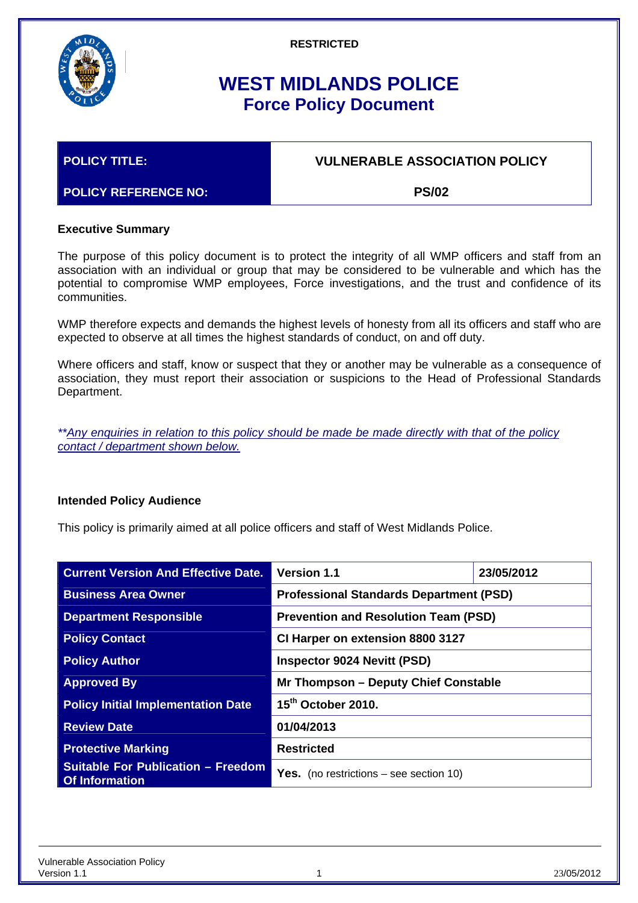**RESTRICTED**

# WEST MIDLANDS POLICE
## Force Policy Document

| | |
|---|---|
| **POLICY TITLE:** | **VULNERABLE ASSOCIATION POLICY** |
| **POLICY REFERENCE NO:** | **PS/02** |

### Executive Summary

The purpose of this policy document is to protect the integrity of all WMP officers and staff from an association with an individual or group that may be considered to be vulnerable and which has the potential to compromise WMP employees, Force investigations, and the trust and confidence of its communities.

WMP therefore expects and demands the highest levels of honesty from all its officers and staff who are expected to observe at all times the highest standards of conduct, on and off duty.

Where officers and staff, know or suspect that they or another may be vulnerable as a consequence of association, they must report their association or suspicions to the Head of Professional Standards Department.

*\*\*Any enquiries in relation to this policy should be made be made directly with that of the policy contact / department shown below.*

### Intended Policy Audience

This policy is primarily aimed at all police officers and staff of West Midlands Police.

| | | |
|---|---|---|
| **Current Version And Effective Date.** | **Version 1.1** | **23/05/2012** |
| **Business Area Owner** | **Professional Standards Department (PSD)** | |
| **Department Responsible** | **Prevention and Resolution Team (PSD)** | |
| **Policy Contact** | **CI Harper on extension 8800 3127** | |
| **Policy Author** | **Inspector 9024 Nevitt (PSD)** | |
| **Approved By** | **Mr Thompson – Deputy Chief Constable** | |
| **Policy Initial Implementation Date** | **15th October 2010.** | |
| **Review Date** | **01/04/2013** | |
| **Protective Marking** | **Restricted** | |
| **Suitable For Publication – Freedom Of Information** | **Yes.** (no restrictions – see section 10) | |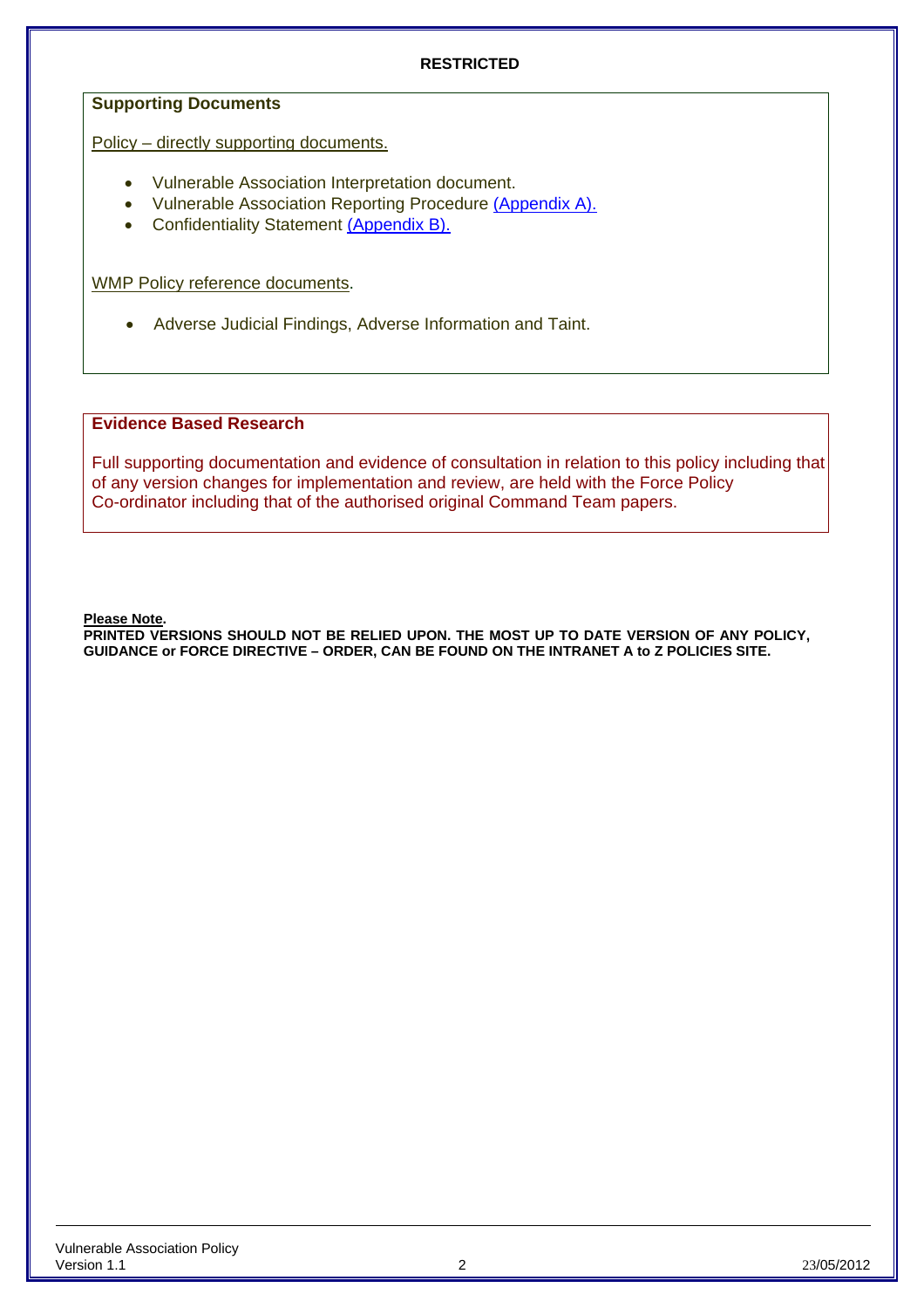**RESTRICTED**

## Supporting Documents

Policy – directly supporting documents.

- Vulnerable Association Interpretation document.
- Vulnerable Association Reporting Procedure (Appendix A).
- Confidentiality Statement (Appendix B).

WMP Policy reference documents.

- Adverse Judicial Findings, Adverse Information and Taint.

## Evidence Based Research

Full supporting documentation and evidence of consultation in relation to this policy including that of any version changes for implementation and review, are held with the Force Policy Co-ordinator including that of the authorised original Command Team papers.

**Please Note.**
**PRINTED VERSIONS SHOULD NOT BE RELIED UPON. THE MOST UP TO DATE VERSION OF ANY POLICY, GUIDANCE or FORCE DIRECTIVE – ORDER, CAN BE FOUND ON THE INTRANET A to Z POLICIES SITE.**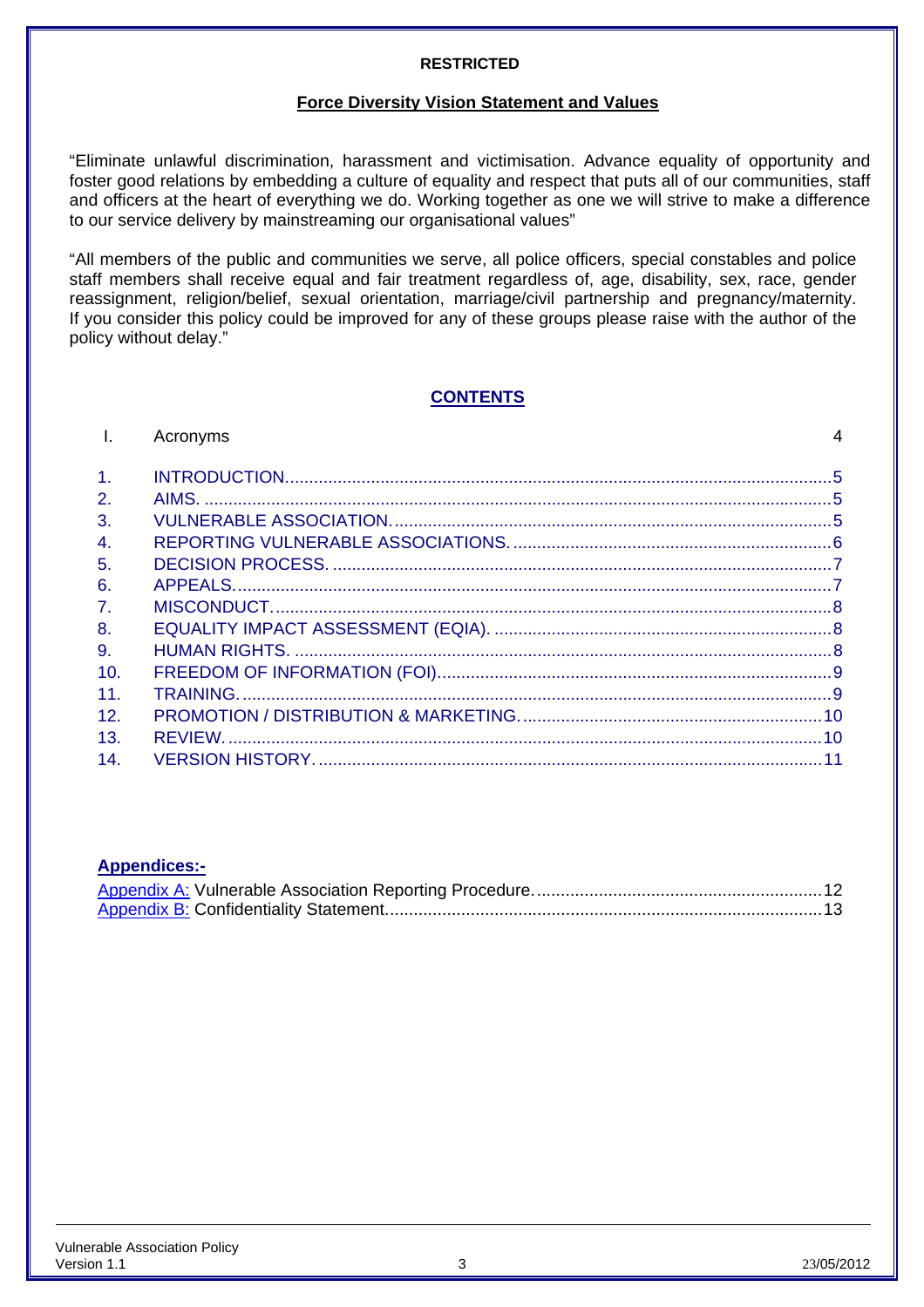**RESTRICTED**

## Force Diversity Vision Statement and Values

"Eliminate unlawful discrimination, harassment and victimisation. Advance equality of opportunity and foster good relations by embedding a culture of equality and respect that puts all of our communities, staff and officers at the heart of everything we do. Working together as one we will strive to make a difference to our service delivery by mainstreaming our organisational values"

"All members of the public and communities we serve, all police officers, special constables and police staff members shall receive equal and fair treatment regardless of, age, disability, sex, race, gender reassignment, religion/belief, sexual orientation, marriage/civil partnership and pregnancy/maternity. If you consider this policy could be improved for any of these groups please raise with the author of the policy without delay."

## CONTENTS

| | | |
|---|---|---|
| I. | Acronyms | 4 |
| 1. | INTRODUCTION | 5 |
| 2. | AIMS. | 5 |
| 3. | VULNERABLE ASSOCIATION. | 5 |
| 4. | REPORTING VULNERABLE ASSOCIATIONS. | 6 |
| 5. | DECISION PROCESS. | 7 |
| 6. | APPEALS. | 7 |
| 7. | MISCONDUCT. | 8 |
| 8. | EQUALITY IMPACT ASSESSMENT (EQIA). | 8 |
| 9. | HUMAN RIGHTS. | 8 |
| 10. | FREEDOM OF INFORMATION (FOI) | 9 |
| 11. | TRAINING. | 9 |
| 12. | PROMOTION / DISTRIBUTION & MARKETING. | 10 |
| 13. | REVIEW. | 10 |
| 14. | VERSION HISTORY. | 11 |

**Appendices:-**

| | |
|---|---|
| Appendix A: Vulnerable Association Reporting Procedure. | 12 |
| Appendix B: Confidentiality Statement. | 13 |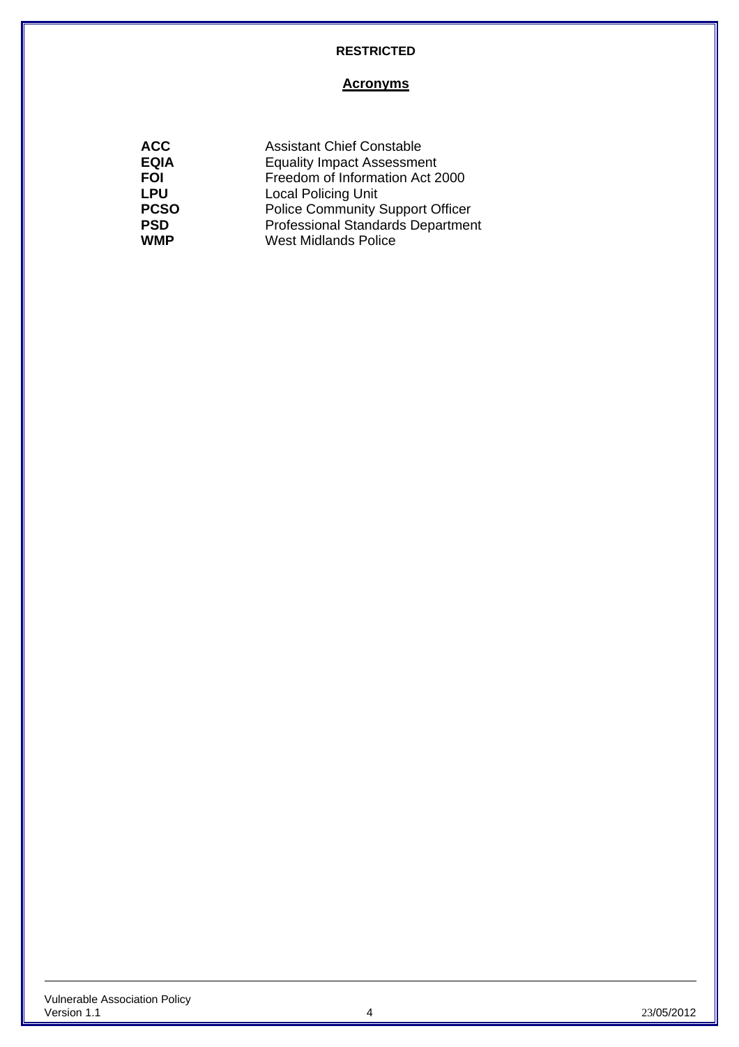## Acronyms

| | |
|---|---|
| **ACC** | Assistant Chief Constable |
| **EQIA** | Equality Impact Assessment |
| **FOI** | Freedom of Information Act 2000 |
| **LPU** | Local Policing Unit |
| **PCSO** | Police Community Support Officer |
| **PSD** | Professional Standards Department |
| **WMP** | West Midlands Police |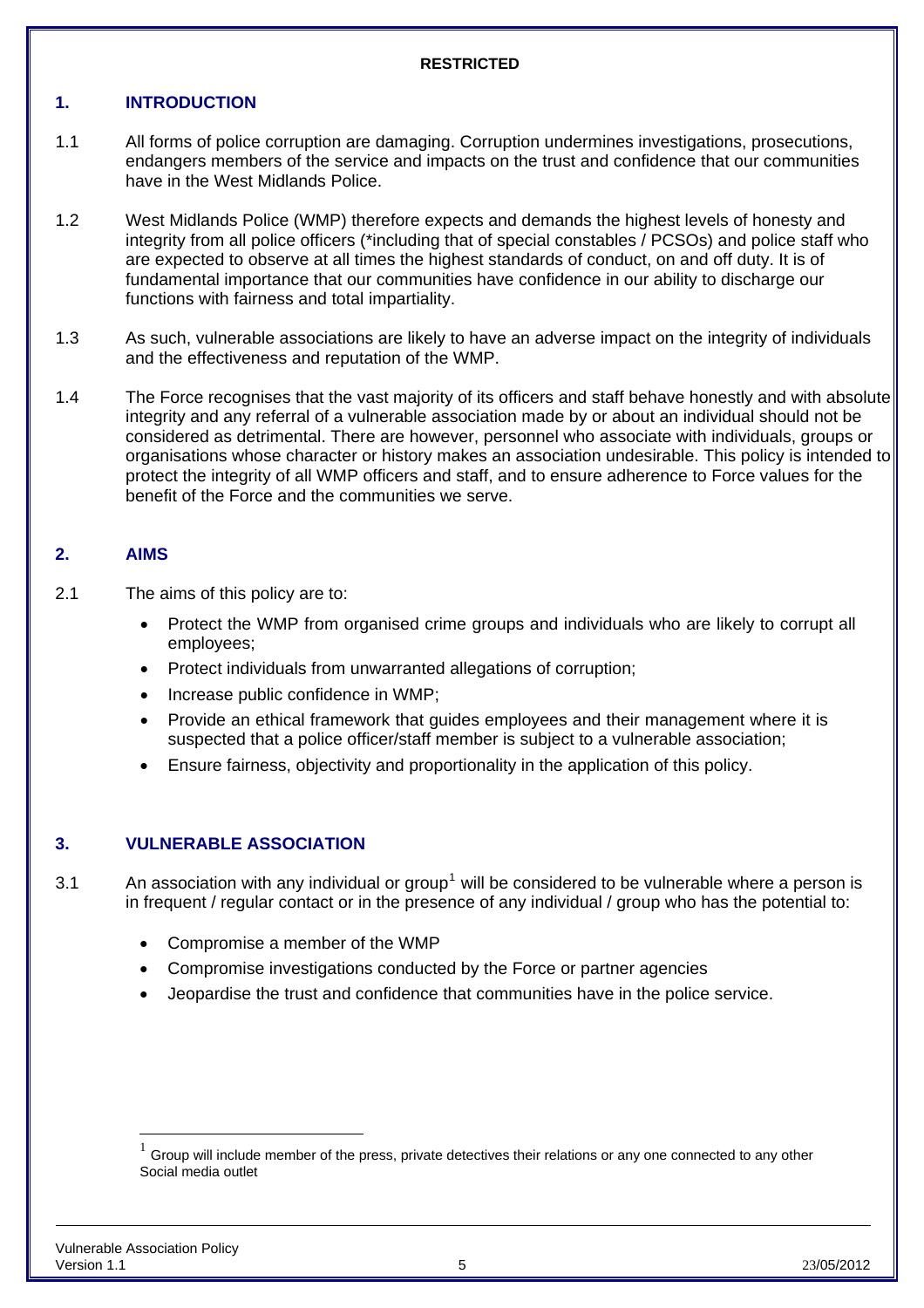**RESTRICTED**

## 1. INTRODUCTION

1.1 All forms of police corruption are damaging. Corruption undermines investigations, prosecutions, endangers members of the service and impacts on the trust and confidence that our communities have in the West Midlands Police.

1.2 West Midlands Police (WMP) therefore expects and demands the highest levels of honesty and integrity from all police officers (*including that of special constables / PCSOs) and police staff who are expected to observe at all times the highest standards of conduct, on and off duty. It is of fundamental importance that our communities have confidence in our ability to discharge our functions with fairness and total impartiality.

1.3 As such, vulnerable associations are likely to have an adverse impact on the integrity of individuals and the effectiveness and reputation of the WMP.

1.4 The Force recognises that the vast majority of its officers and staff behave honestly and with absolute integrity and any referral of a vulnerable association made by or about an individual should not be considered as detrimental. There are however, personnel who associate with individuals, groups or organisations whose character or history makes an association undesirable. This policy is intended to protect the integrity of all WMP officers and staff, and to ensure adherence to Force values for the benefit of the Force and the communities we serve.

## 2. AIMS

2.1 The aims of this policy are to:

- Protect the WMP from organised crime groups and individuals who are likely to corrupt all employees;
- Protect individuals from unwarranted allegations of corruption;
- Increase public confidence in WMP;
- Provide an ethical framework that guides employees and their management where it is suspected that a police officer/staff member is subject to a vulnerable association;
- Ensure fairness, objectivity and proportionality in the application of this policy.

## 3. VULNERABLE ASSOCIATION

3.1 An association with any individual or group[1] will be considered to be vulnerable where a person is in frequent / regular contact or in the presence of any individual / group who has the potential to:

- Compromise a member of the WMP
- Compromise investigations conducted by the Force or partner agencies
- Jeopardise the trust and confidence that communities have in the police service.

[1] Group will include member of the press, private detectives their relations or any one connected to any other Social media outlet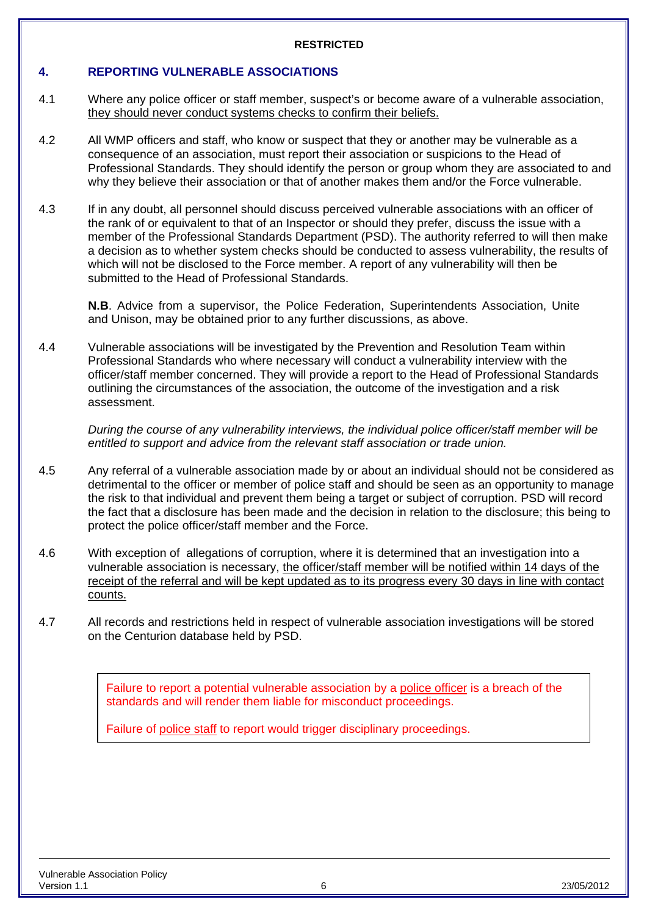## 4. REPORTING VULNERABLE ASSOCIATIONS

4.1 Where any police officer or staff member, suspect's or become aware of a vulnerable association, <u>they should never conduct systems checks to confirm their beliefs.</u>

4.2 All WMP officers and staff, who know or suspect that they or another may be vulnerable as a consequence of an association, must report their association or suspicions to the Head of Professional Standards. They should identify the person or group whom they are associated to and why they believe their association or that of another makes them and/or the Force vulnerable.

4.3 If in any doubt, all personnel should discuss perceived vulnerable associations with an officer of the rank of or equivalent to that of an Inspector or should they prefer, discuss the issue with a member of the Professional Standards Department (PSD). The authority referred to will then make a decision as to whether system checks should be conducted to assess vulnerability, the results of which will not be disclosed to the Force member. A report of any vulnerability will then be submitted to the Head of Professional Standards.

**N.B**. Advice from a supervisor, the Police Federation, Superintendents Association, Unite and Unison, may be obtained prior to any further discussions, as above.

4.4 Vulnerable associations will be investigated by the Prevention and Resolution Team within Professional Standards who where necessary will conduct a vulnerability interview with the officer/staff member concerned. They will provide a report to the Head of Professional Standards outlining the circumstances of the association, the outcome of the investigation and a risk assessment.

*During the course of any vulnerability interviews, the individual police officer/staff member will be entitled to support and advice from the relevant staff association or trade union.*

4.5 Any referral of a vulnerable association made by or about an individual should not be considered as detrimental to the officer or member of police staff and should be seen as an opportunity to manage the risk to that individual and prevent them being a target or subject of corruption. PSD will record the fact that a disclosure has been made and the decision in relation to the disclosure; this being to protect the police officer/staff member and the Force.

4.6 With exception of allegations of corruption, where it is determined that an investigation into a vulnerable association is necessary, <u>the officer/staff member will be notified within 14 days of the receipt of the referral and will be kept updated as to its progress every 30 days in line with contact counts.</u>

4.7 All records and restrictions held in respect of vulnerable association investigations will be stored on the Centurion database held by PSD.

> Failure to report a potential vulnerable association by a <u>police officer</u> is a breach of the standards and will render them liable for misconduct proceedings.
>
> Failure of <u>police staff</u> to report would trigger disciplinary proceedings.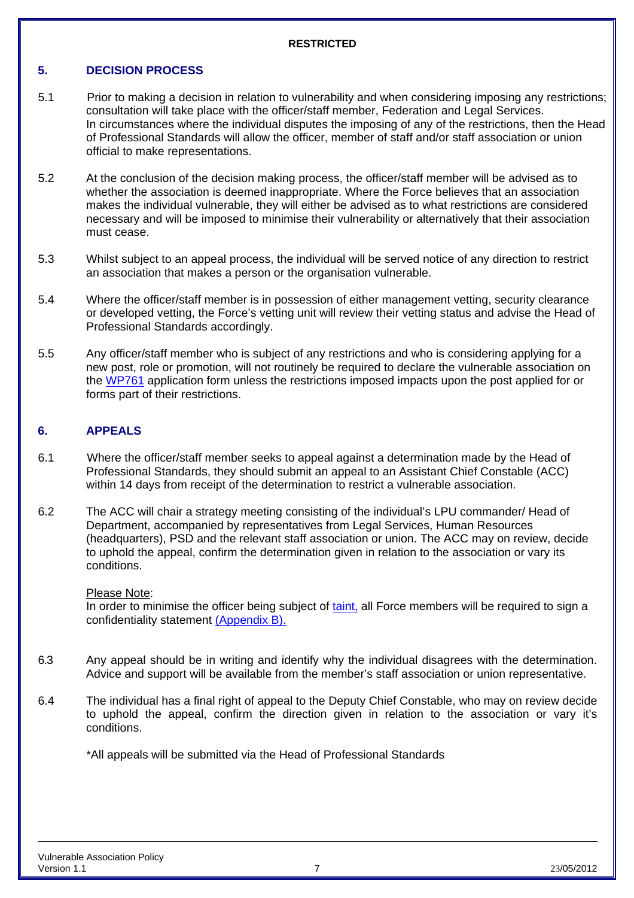## 5. DECISION PROCESS

5.1 Prior to making a decision in relation to vulnerability and when considering imposing any restrictions; consultation will take place with the officer/staff member, Federation and Legal Services. In circumstances where the individual disputes the imposing of any of the restrictions, then the Head of Professional Standards will allow the officer, member of staff and/or staff association or union official to make representations.

5.2 At the conclusion of the decision making process, the officer/staff member will be advised as to whether the association is deemed inappropriate. Where the Force believes that an association makes the individual vulnerable, they will either be advised as to what restrictions are considered necessary and will be imposed to minimise their vulnerability or alternatively that their association must cease.

5.3 Whilst subject to an appeal process, the individual will be served notice of any direction to restrict an association that makes a person or the organisation vulnerable.

5.4 Where the officer/staff member is in possession of either management vetting, security clearance or developed vetting, the Force's vetting unit will review their vetting status and advise the Head of Professional Standards accordingly.

5.5 Any officer/staff member who is subject of any restrictions and who is considering applying for a new post, role or promotion, will not routinely be required to declare the vulnerable association on the WP761 application form unless the restrictions imposed impacts upon the post applied for or forms part of their restrictions.

## 6. APPEALS

6.1 Where the officer/staff member seeks to appeal against a determination made by the Head of Professional Standards, they should submit an appeal to an Assistant Chief Constable (ACC) within 14 days from receipt of the determination to restrict a vulnerable association.

6.2 The ACC will chair a strategy meeting consisting of the individual's LPU commander/ Head of Department, accompanied by representatives from Legal Services, Human Resources (headquarters), PSD and the relevant staff association or union. The ACC may on review, decide to uphold the appeal, confirm the determination given in relation to the association or vary its conditions.

Please Note:
In order to minimise the officer being subject of taint, all Force members will be required to sign a confidentiality statement (Appendix B).

6.3 Any appeal should be in writing and identify why the individual disagrees with the determination. Advice and support will be available from the member's staff association or union representative.

6.4 The individual has a final right of appeal to the Deputy Chief Constable, who may on review decide to uphold the appeal, confirm the direction given in relation to the association or vary it's conditions.

*All appeals will be submitted via the Head of Professional Standards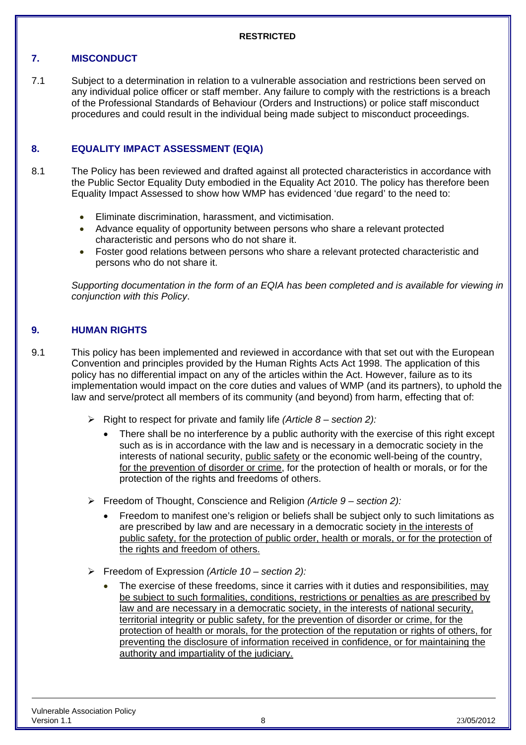**RESTRICTED**

## 7. MISCONDUCT

7.1 Subject to a determination in relation to a vulnerable association and restrictions been served on any individual police officer or staff member. Any failure to comply with the restrictions is a breach of the Professional Standards of Behaviour (Orders and Instructions) or police staff misconduct procedures and could result in the individual being made subject to misconduct proceedings.

## 8. EQUALITY IMPACT ASSESSMENT (EQIA)

8.1 The Policy has been reviewed and drafted against all protected characteristics in accordance with the Public Sector Equality Duty embodied in the Equality Act 2010. The policy has therefore been Equality Impact Assessed to show how WMP has evidenced 'due regard' to the need to:

- Eliminate discrimination, harassment, and victimisation.
- Advance equality of opportunity between persons who share a relevant protected characteristic and persons who do not share it.
- Foster good relations between persons who share a relevant protected characteristic and persons who do not share it.

*Supporting documentation in the form of an EQIA has been completed and is available for viewing in conjunction with this Policy*.

## 9. HUMAN RIGHTS

9.1 This policy has been implemented and reviewed in accordance with that set out with the European Convention and principles provided by the Human Rights Acts Act 1998. The application of this policy has no differential impact on any of the articles within the Act. However, failure as to its implementation would impact on the core duties and values of WMP (and its partners), to uphold the law and serve/protect all members of its community (and beyond) from harm, effecting that of:

- Right to respect for private and family life *(Article 8 – section 2):*
  - There shall be no interference by a public authority with the exercise of this right except such as is in accordance with the law and is necessary in a democratic society in the interests of national security, <u>public safety</u> or the economic well-being of the country, <u>for the prevention of disorder or crime</u>, for the protection of health or morals, or for the protection of the rights and freedoms of others.
- Freedom of Thought, Conscience and Religion *(Article 9 – section 2):*
  - Freedom to manifest one's religion or beliefs shall be subject only to such limitations as are prescribed by law and are necessary in a democratic society <u>in the interests of public safety, for the protection of public order, health or morals, or for the protection of the rights and freedom of others.</u>
- Freedom of Expression *(Article 10 – section 2):*
  - The exercise of these freedoms, since it carries with it duties and responsibilities, <u>may be subject to such formalities, conditions, restrictions or penalties as are prescribed by law and are necessary in a democratic society, in the interests of national security, territorial integrity or public safety, for the prevention of disorder or crime, for the protection of health or morals, for the protection of the reputation or rights of others, for preventing the disclosure of information received in confidence, or for maintaining the authority and impartiality of the judiciary.</u>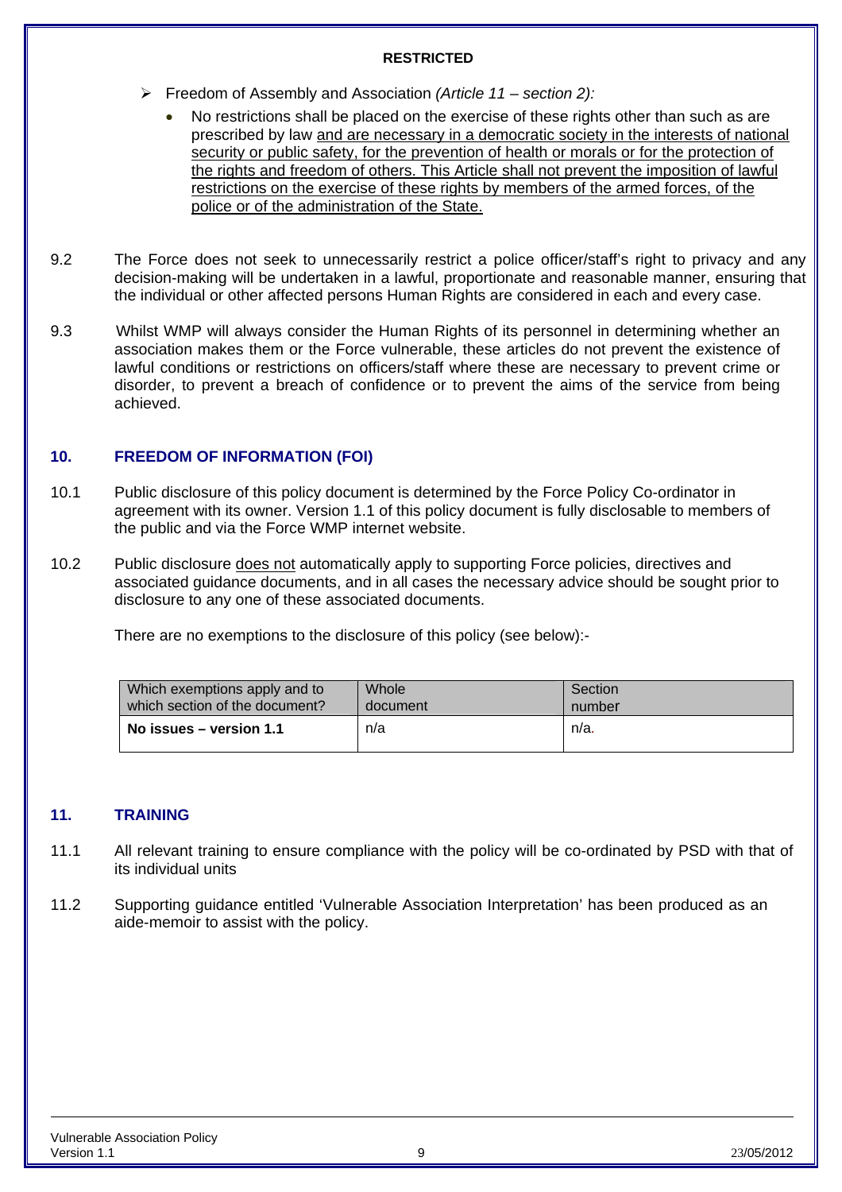- Freedom of Assembly and Association *(Article 11 – section 2):*
  - No restrictions shall be placed on the exercise of these rights other than such as are prescribed by law <u>and are necessary in a democratic society in the interests of national security or public safety, for the prevention of health or morals or for the protection of the rights and freedom of others. This Article shall not prevent the imposition of lawful restrictions on the exercise of these rights by members of the armed forces, of the police or of the administration of the State.</u>

9.2 The Force does not seek to unnecessarily restrict a police officer/staff's right to privacy and any decision-making will be undertaken in a lawful, proportionate and reasonable manner, ensuring that the individual or other affected persons Human Rights are considered in each and every case.

9.3 Whilst WMP will always consider the Human Rights of its personnel in determining whether an association makes them or the Force vulnerable, these articles do not prevent the existence of lawful conditions or restrictions on officers/staff where these are necessary to prevent crime or disorder, to prevent a breach of confidence or to prevent the aims of the service from being achieved.

## 10. FREEDOM OF INFORMATION (FOI)

10.1 Public disclosure of this policy document is determined by the Force Policy Co-ordinator in agreement with its owner. Version 1.1 of this policy document is fully disclosable to members of the public and via the Force WMP internet website.

10.2 Public disclosure <u>does not</u> automatically apply to supporting Force policies, directives and associated guidance documents, and in all cases the necessary advice should be sought prior to disclosure to any one of these associated documents.

There are no exemptions to the disclosure of this policy (see below):-

| Which exemptions apply and to which section of the document? | Whole document | Section number |
|---|---|---|
| **No issues – version 1.1** | n/a | n/a. |

## 11. TRAINING

11.1 All relevant training to ensure compliance with the policy will be co-ordinated by PSD with that of its individual units

11.2 Supporting guidance entitled 'Vulnerable Association Interpretation' has been produced as an aide-memoir to assist with the policy.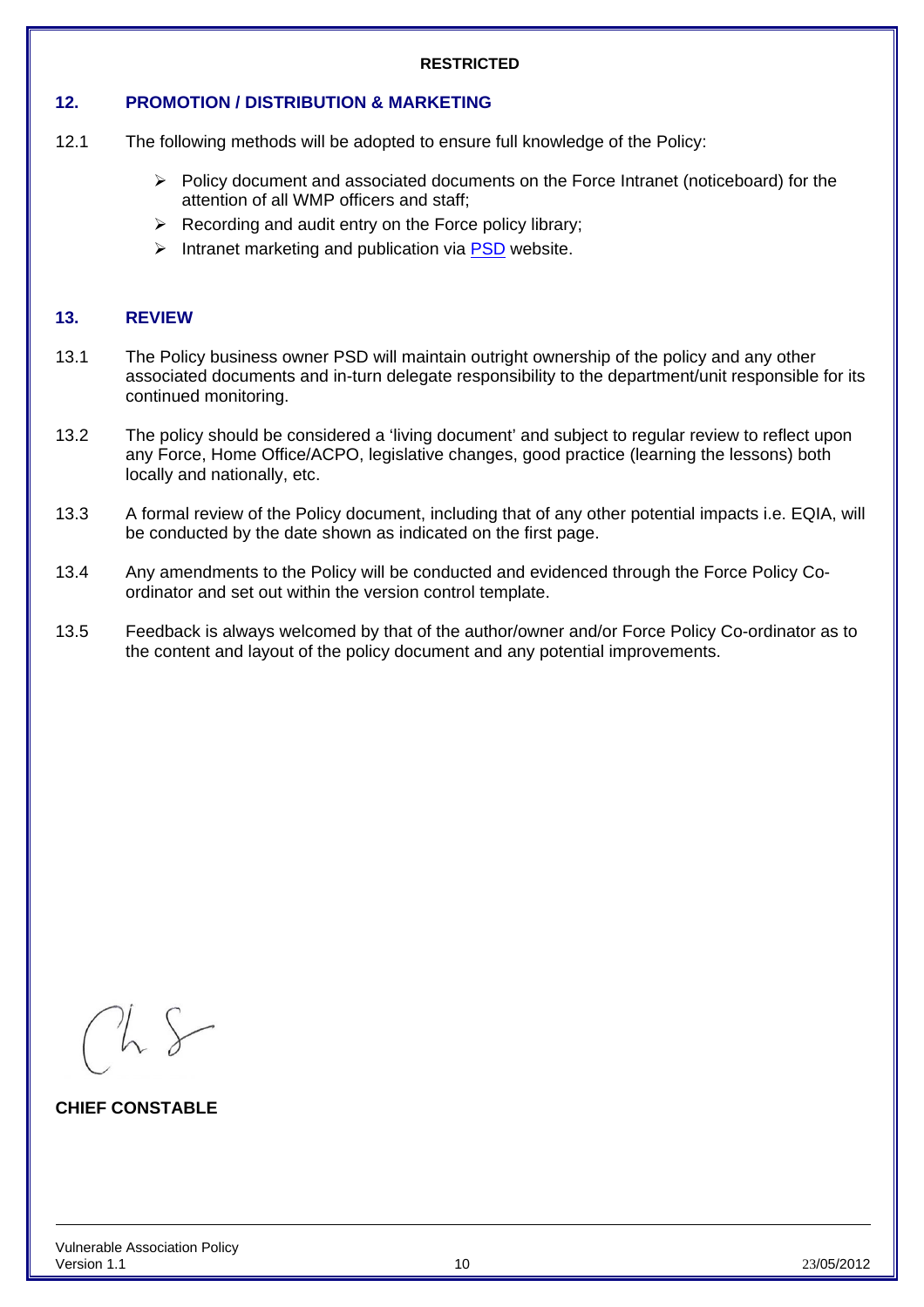**RESTRICTED**

## 12. PROMOTION / DISTRIBUTION & MARKETING

12.1 The following methods will be adopted to ensure full knowledge of the Policy:

- Policy document and associated documents on the Force Intranet (noticeboard) for the attention of all WMP officers and staff;
- Recording and audit entry on the Force policy library;
- Intranet marketing and publication via PSD website.

## 13. REVIEW

13.1 The Policy business owner PSD will maintain outright ownership of the policy and any other associated documents and in-turn delegate responsibility to the department/unit responsible for its continued monitoring.

13.2 The policy should be considered a 'living document' and subject to regular review to reflect upon any Force, Home Office/ACPO, legislative changes, good practice (learning the lessons) both locally and nationally, etc.

13.3 A formal review of the Policy document, including that of any other potential impacts i.e. EQIA, will be conducted by the date shown as indicated on the first page.

13.4 Any amendments to the Policy will be conducted and evidenced through the Force Policy Co-ordinator and set out within the version control template.

13.5 Feedback is always welcomed by that of the author/owner and/or Force Policy Co-ordinator as to the content and layout of the policy document and any potential improvements.

**CHIEF CONSTABLE**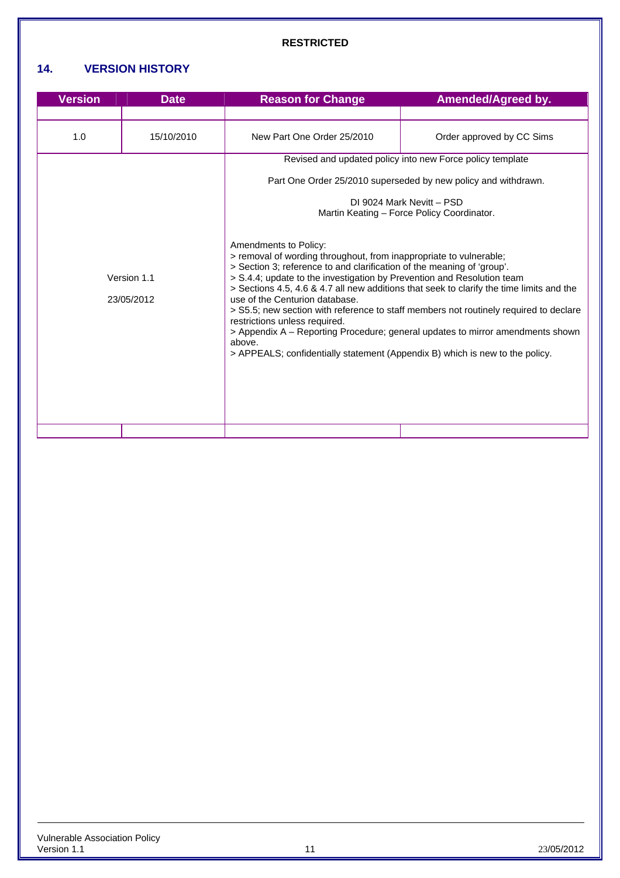**RESTRICTED**

## 14. VERSION HISTORY

| Version | Date | Reason for Change | Amended/Agreed by. |
|---|---|---|---|
| | | | |
| 1.0 | 15/10/2010 | New Part One Order 25/2010 | Order approved by CC Sims |
| Version 1.1 | 23/05/2012 | Revised and updated policy into new Force policy template<br><br>Part One Order 25/2010 superseded by new policy and withdrawn.<br><br>DI 9024 Mark Nevitt – PSD<br>Martin Keating – Force Policy Coordinator.<br><br>Amendments to Policy:<br>> removal of wording throughout, from inappropriate to vulnerable;<br>> Section 3; reference to and clarification of the meaning of 'group'.<br>> S.4.4; update to the investigation by Prevention and Resolution team<br>> Sections 4.5, 4.6 & 4.7 all new additions that seek to clarify the time limits and the use of the Centurion database.<br>> S5.5; new section with reference to staff members not routinely required to declare restrictions unless required.<br>> Appendix A – Reporting Procedure; general updates to mirror amendments shown above.<br>> APPEALS; confidentially statement (Appendix B) which is new to the policy. | |
| | | | |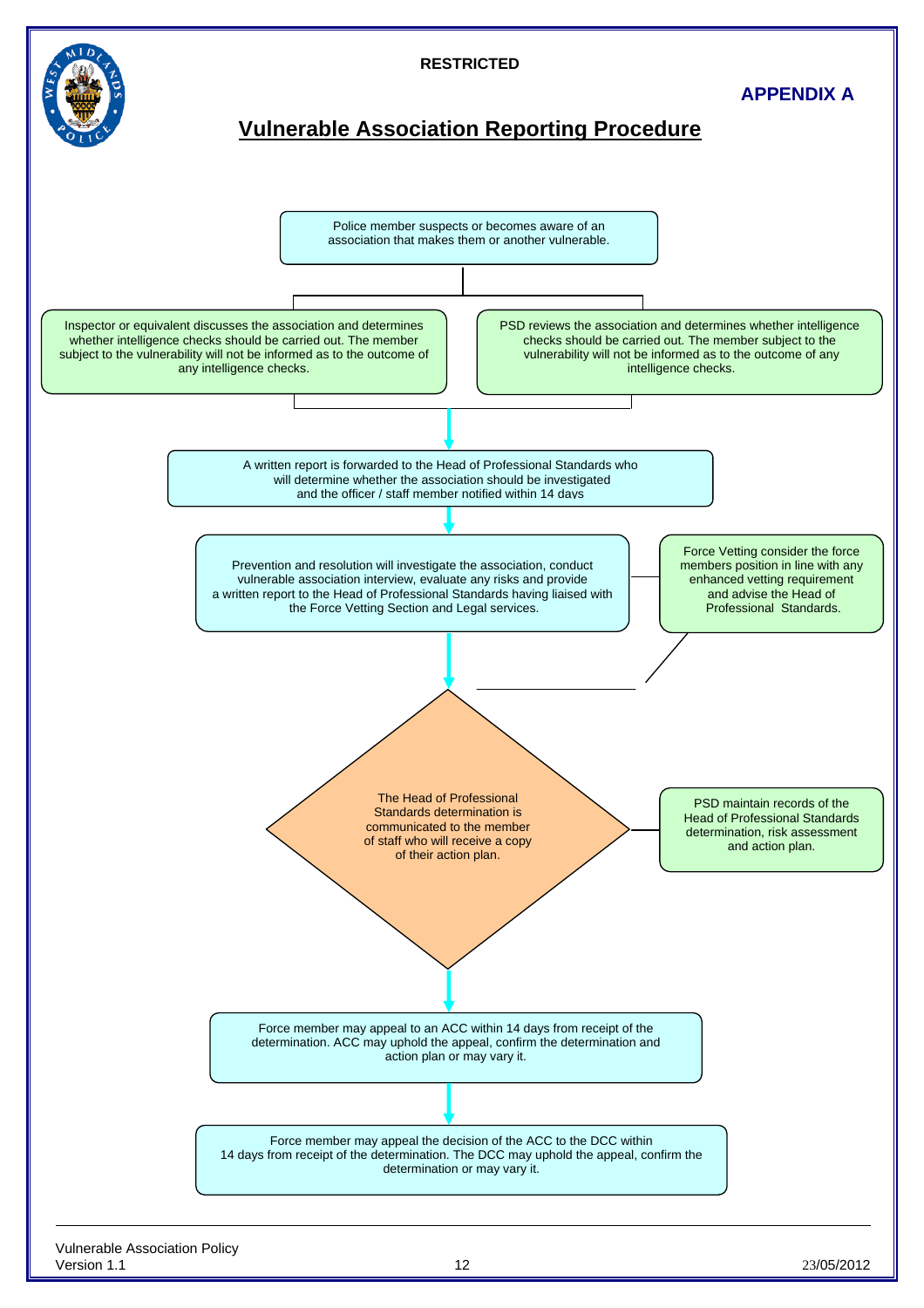RESTRICTED

**APPENDIX A**

# Vulnerable Association Reporting Procedure

Police member suspects or becomes aware of an association that makes them or another vulnerable.

Inspector or equivalent discusses the association and determines whether intelligence checks should be carried out. The member subject to the vulnerability will not be informed as to the outcome of any intelligence checks.

PSD reviews the association and determines whether intelligence checks should be carried out. The member subject to the vulnerability will not be informed as to the outcome of any intelligence checks.

A written report is forwarded to the Head of Professional Standards who will determine whether the association should be investigated and the officer / staff member notified within 14 days

Prevention and resolution will investigate the association, conduct vulnerable association interview, evaluate any risks and provide a written report to the Head of Professional Standards having liaised with the Force Vetting Section and Legal services.

Force Vetting consider the force members position in line with any enhanced vetting requirement and advise the Head of Professional Standards.

The Head of Professional Standards determination is communicated to the member of staff who will receive a copy of their action plan.

PSD maintain records of the Head of Professional Standards determination, risk assessment and action plan.

Force member may appeal to an ACC within 14 days from receipt of the determination. ACC may uphold the appeal, confirm the determination and action plan or may vary it.

Force member may appeal the decision of the ACC to the DCC within 14 days from receipt of the determination. The DCC may uphold the appeal, confirm the determination or may vary it.

Vulnerable Association Policy
Version 1.1

23/05/2012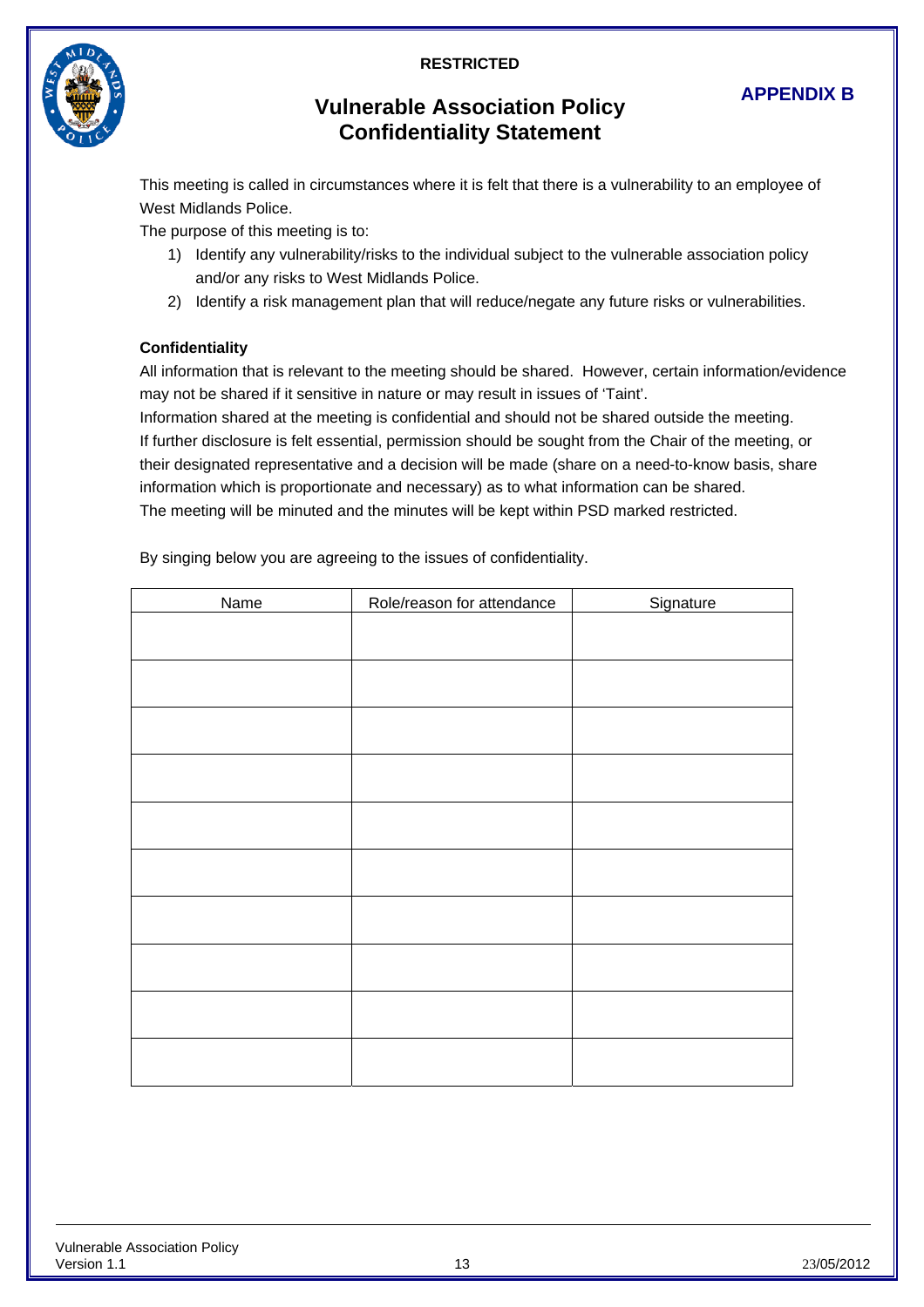**RESTRICTED**

**APPENDIX B**

# Vulnerable Association Policy Confidentiality Statement

This meeting is called in circumstances where it is felt that there is a vulnerability to an employee of West Midlands Police.

The purpose of this meeting is to:

1) Identify any vulnerability/risks to the individual subject to the vulnerable association policy and/or any risks to West Midlands Police.
2) Identify a risk management plan that will reduce/negate any future risks or vulnerabilities.

**Confidentiality**

All information that is relevant to the meeting should be shared. However, certain information/evidence may not be shared if it sensitive in nature or may result in issues of 'Taint'.

Information shared at the meeting is confidential and should not be shared outside the meeting.

If further disclosure is felt essential, permission should be sought from the Chair of the meeting, or their designated representative and a decision will be made (share on a need-to-know basis, share information which is proportionate and necessary) as to what information can be shared.

The meeting will be minuted and the minutes will be kept within PSD marked restricted.

By singing below you are agreeing to the issues of confidentiality.

| Name | Role/reason for attendance | Signature |
|---|---|---|
| | | |
| | | |
| | | |
| | | |
| | | |
| | | |
| | | |
| | | |
| | | |
| | | |